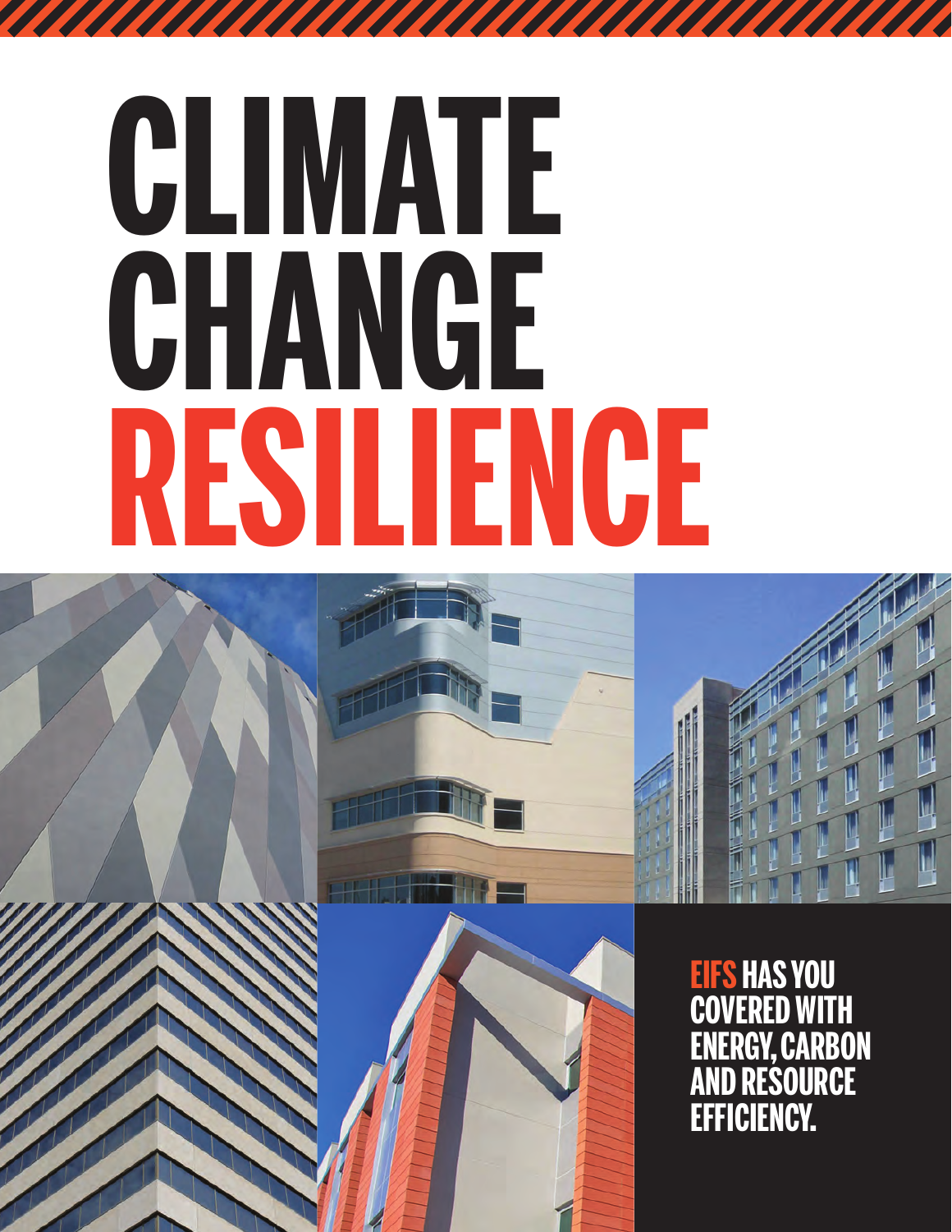# CLIMATE CHANGE RESILIENCE

**EIFS HAS YOU COVERED WITH ENERGY, CARBON AND RESOURCE EFFICIENCY.**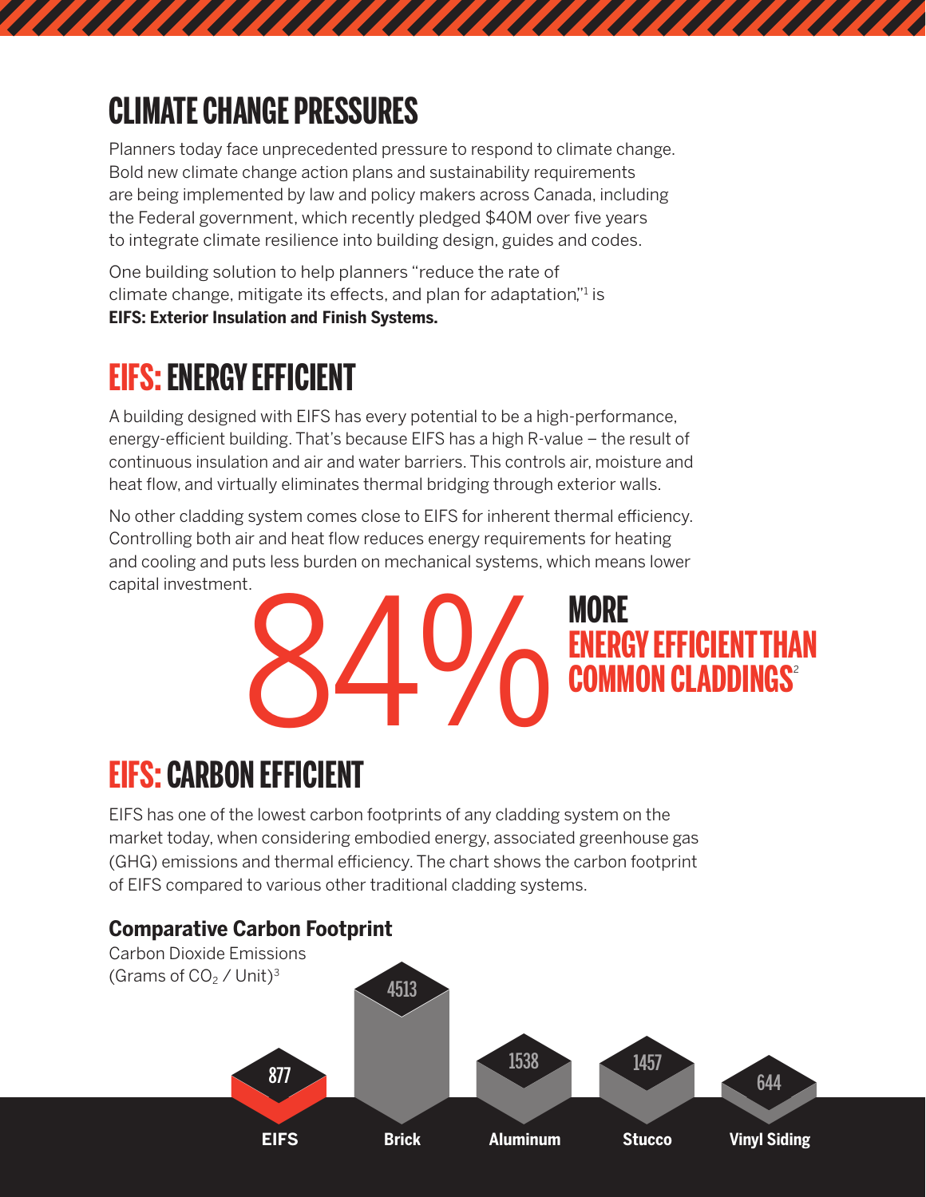# CLIMATE CHANGE PRESSURES

Planners today face unprecedented pressure to respond to climate change. Bold new climate change action plans and sustainability requirements are being implemented by law and policy makers across Canada, including the Federal government, which recently pledged $40M over five years to integrate climate resilience into building design, guides and codes.

One building solution to help planners "reduce the rate of climate change, mitigate its effects, and plan for adaptation,"[1] is **EIFS: Exterior Insulation and Finish Systems.**

## EIFS: ENERGY EFFICIENT

A building designed with EIFS has every potential to be a high-performance, energy-efficient building. That's because EIFS has a high R-value – the result of continuous insulation and air and water barriers. This controls air, moisture and heat flow, and virtually eliminates thermal bridging through exterior walls.

No other cladding system comes close to EIFS for inherent thermal efficiency. Controlling both air and heat flow reduces energy requirements for heating and cooling and puts less burden on mechanical systems, which means lower capital investment.

**84% MORE ENERGY EFFICIENT THAN COMMON CLADDINGS**[2]

## EIFS: CARBON EFFICIENT

EIFS has one of the lowest carbon footprints of any cladding system on the market today, when considering embodied energy, associated greenhouse gas (GHG) emissions and thermal efficiency. The chart shows the carbon footprint of EIFS compared to various other traditional cladding systems.

**Comparative Carbon Footprint**

Carbon Dioxide Emissions (Grams of $CO_2$ / Unit)[3]

| EIFS | Brick | Aluminum | Stucco | Vinyl Siding |
|---|---|---|---|---|
| 877 | 4513 | 1538 | 1457 | 644 |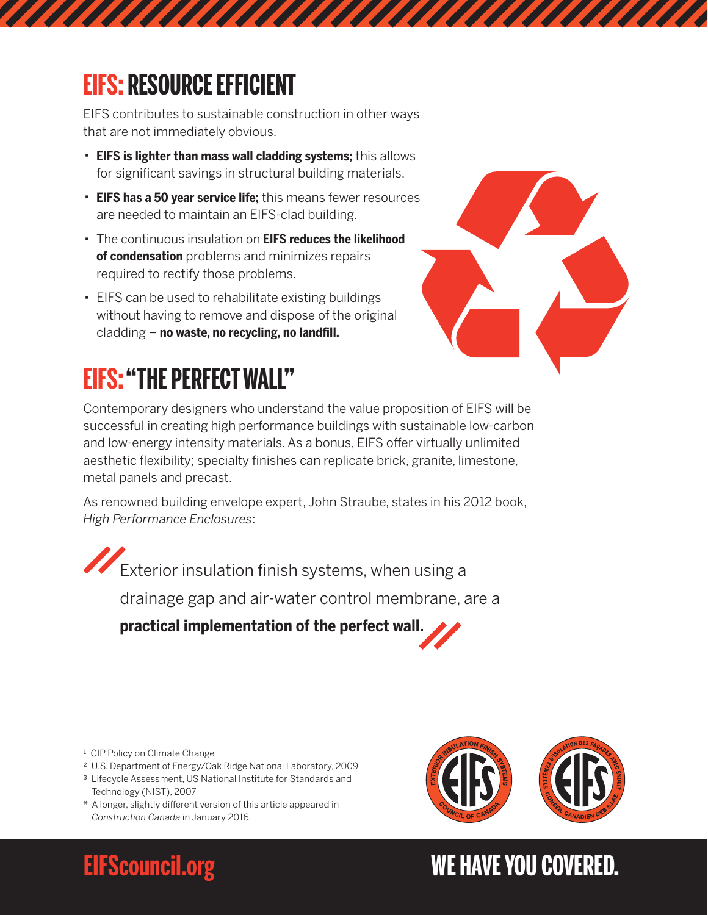# EIFS: RESOURCE EFFICIENT

EIFS contributes to sustainable construction in other ways that are not immediately obvious.

- **EIFS is lighter than mass wall cladding systems;** this allows for significant savings in structural building materials.
- **EIFS has a 50 year service life;** this means fewer resources are needed to maintain an EIFS-clad building.
- The continuous insulation on **EIFS reduces the likelihood of condensation** problems and minimizes repairs required to rectify those problems.
- EIFS can be used to rehabilitate existing buildings without having to remove and dispose of the original cladding – **no waste, no recycling, no landfill.**

# EIFS: "THE PERFECT WALL"

Contemporary designers who understand the value proposition of EIFS will be successful in creating high performance buildings with sustainable low-carbon and low-energy intensity materials. As a bonus, EIFS offer virtually unlimited aesthetic flexibility; specialty finishes can replicate brick, granite, limestone, metal panels and precast.

As renowned building envelope expert, John Straube, states in his 2012 book, *High Performance Enclosures*:

> Exterior insulation finish systems, when using a drainage gap and air-water control membrane, are a **practical implementation of the perfect wall.**

---

[1] CIP Policy on Climate Change

[2] U.S. Department of Energy/Oak Ridge National Laboratory, 2009

[3] Lifecycle Assessment, US National Institute for Standards and Technology (NIST), 2007

\* A longer, slightly different version of this article appeared in *Construction Canada* in January 2016.

EIFScouncil.org

WE HAVE YOU COVERED.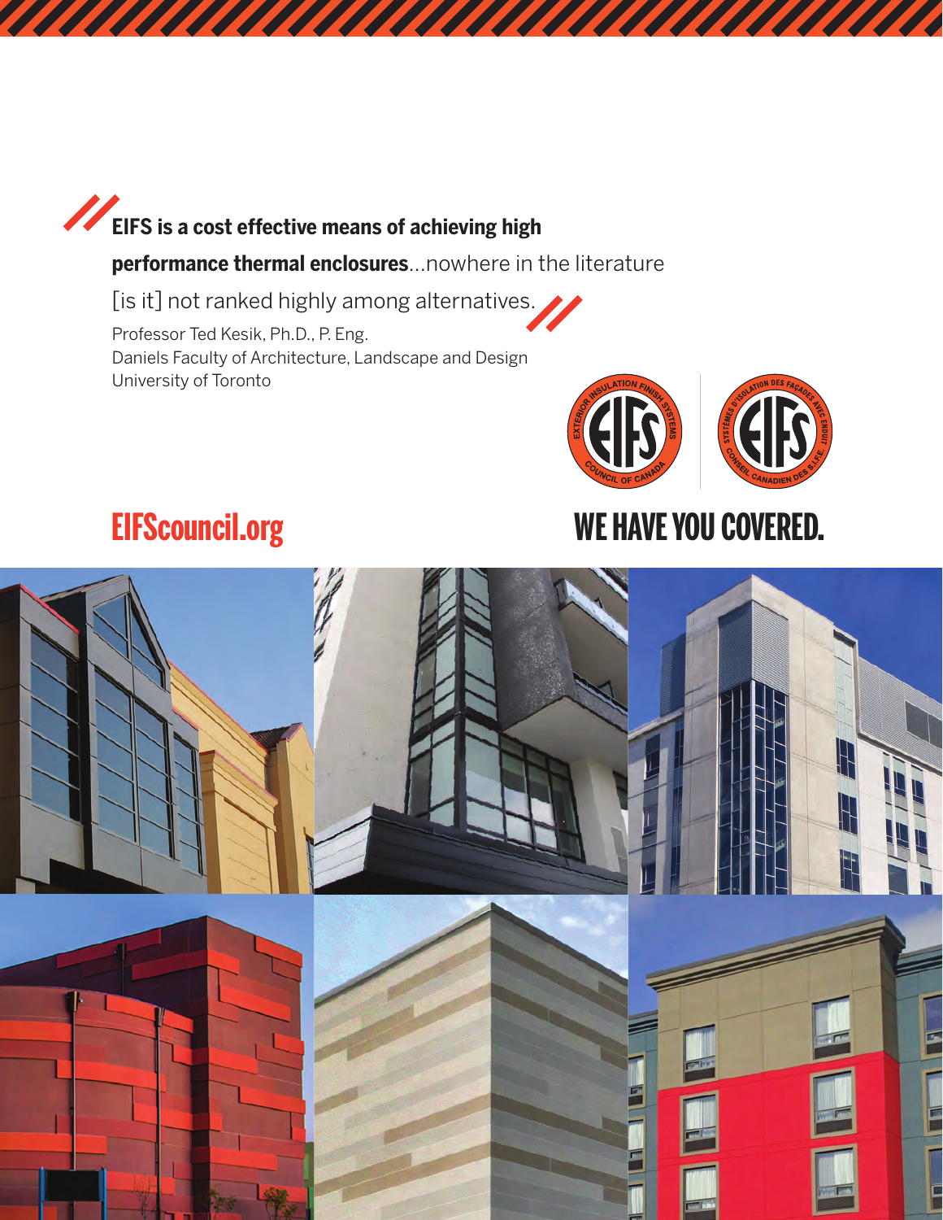**EIFS is a cost effective means of achieving high performance thermal enclosures**...nowhere in the literature [is it] not ranked highly among alternatives.

Professor Ted Kesik, Ph.D., P. Eng.
Daniels Faculty of Architecture, Landscape and Design
University of Toronto

EXTERIOR INSULATION FINISH SYSTEMS COUNCIL OF CANADA

SYSTÈMES D'ISOLATION DES FAÇADES AVEC ENDUIT CONSEIL CANADIEN DES S.I.F.E.

**EIFScouncil.org**

**WE HAVE YOU COVERED.**